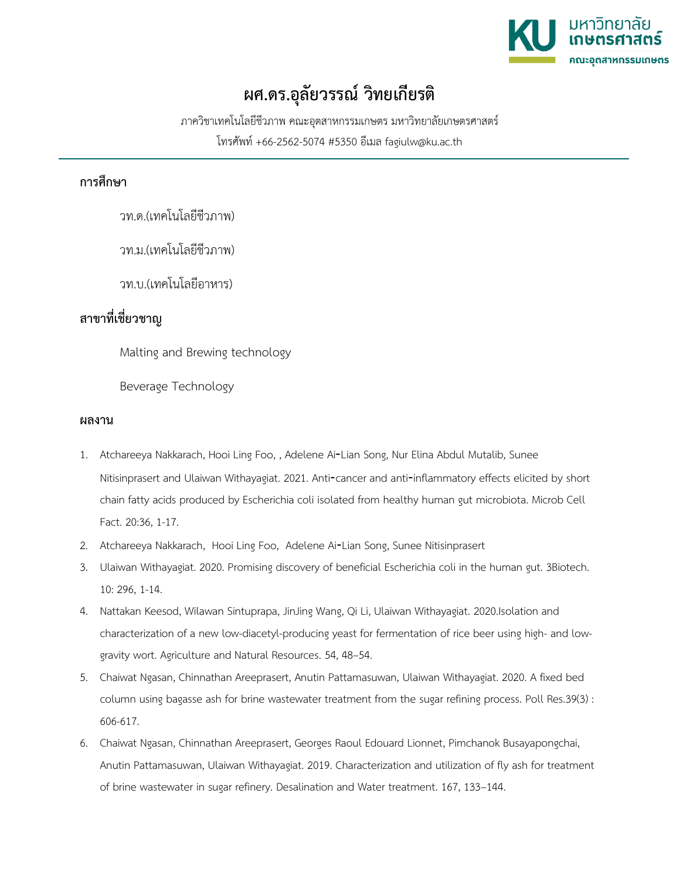# ผศ.ดร.อุลัยวรรณ์ วิทยเกียรติ

ภาควิชาเทคโนโลยีชีวภาพ คณะอุตสาหกรรมเกษตร มหาวิทยาลัยเกษตรศาสตร์

โทรศัพท์ +66-2562-5074 #5350 อีเมล fagiulw@ku.ac.th

## การศึกษา

วท.ด.(เทคโนโลยีชีวภาพ)

วท.ม.(เทคโนโลยีชีวภาพ)

วท.บ.(เทคโนโลยีอาหาร)

## สาขาที่เชี่ยวชาญ

Malting and Brewing technology

Beverage Technology

## ผลงาน

1. Atchareeya Nakkarach, Hooi Ling Foo, , Adelene Ai-Lian Song, Nur Elina Abdul Mutalib, Sunee Nitisinprasert and Ulaiwan Withayagiat. 2021. Anti-cancer and anti-inflammatory effects elicited by short chain fatty acids produced by Escherichia coli isolated from healthy human gut microbiota. Microb Cell Fact. 20:36, 1-17.
2. Atchareeya Nakkarach, Hooi Ling Foo, Adelene Ai-Lian Song, Sunee Nitisinprasert
3. Ulaiwan Withayagiat. 2020. Promising discovery of beneficial Escherichia coli in the human gut. 3Biotech. 10: 296, 1-14.
4. Nattakan Keesod, Wilawan Sintuprapa, JinJing Wang, Qi Li, Ulaiwan Withayagiat. 2020.Isolation and characterization of a new low-diacetyl-producing yeast for fermentation of rice beer using high- and low-gravity wort. Agriculture and Natural Resources. 54, 48–54.
5. Chaiwat Ngasan, Chinnathan Areeprasert, Anutin Pattamasuwan, Ulaiwan Withayagiat. 2020. A fixed bed column using bagasse ash for brine wastewater treatment from the sugar refining process. Poll Res.39(3) : 606-617.
6. Chaiwat Ngasan, Chinnathan Areeprasert, Georges Raoul Edouard Lionnet, Pimchanok Busayapongchai, Anutin Pattamasuwan, Ulaiwan Withayagiat. 2019. Characterization and utilization of fly ash for treatment of brine wastewater in sugar refinery. Desalination and Water treatment. 167, 133–144.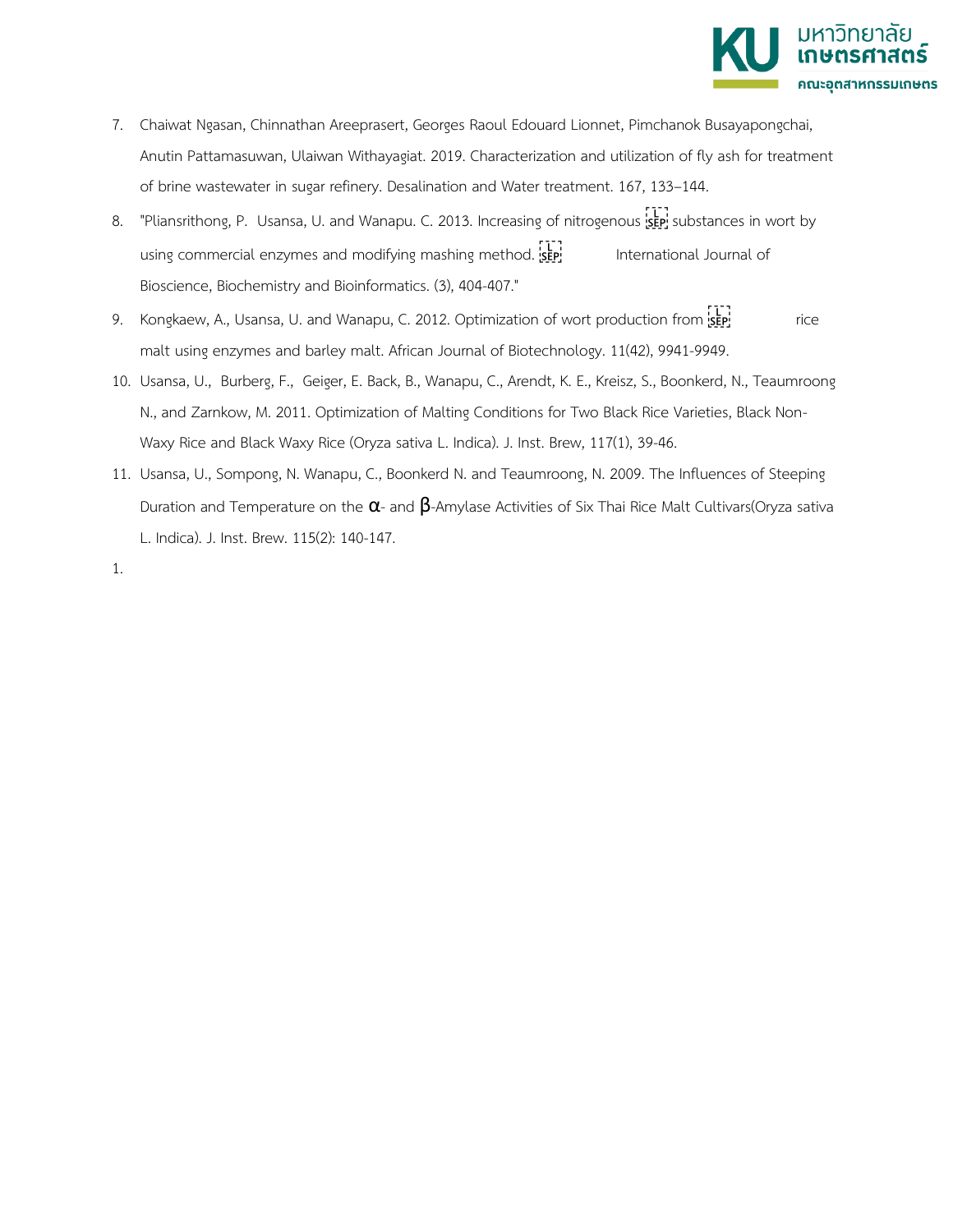7. Chaiwat Ngasan, Chinnathan Areeprasert, Georges Raoul Edouard Lionnet, Pimchanok Busayapongchai, Anutin Pattamasuwan, Ulaiwan Withayagiat. 2019. Characterization and utilization of fly ash for treatment of brine wastewater in sugar refinery. Desalination and Water treatment. 167, 133–144.
8. "Pliansrithong, P. Usansa, U. and Wanapu. C. 2013. Increasing of nitrogenous substances in wort by using commercial enzymes and modifying mashing method. International Journal of Bioscience, Biochemistry and Bioinformatics. (3), 404-407."
9. Kongkaew, A., Usansa, U. and Wanapu, C. 2012. Optimization of wort production from rice malt using enzymes and barley malt. African Journal of Biotechnology. 11(42), 9941-9949.
10. Usansa, U., Burberg, F., Geiger, E. Back, B., Wanapu, C., Arendt, K. E., Kreisz, S., Boonkerd, N., Teaumroong N., and Zarnkow, M. 2011. Optimization of Malting Conditions for Two Black Rice Varieties, Black Non-Waxy Rice and Black Waxy Rice (Oryza sativa L. Indica). J. Inst. Brew, 117(1), 39-46.
11. Usansa, U., Sompong, N. Wanapu, C., Boonkerd N. and Teaumroong, N. 2009. The Influences of Steeping Duration and Temperature on the α- and β-Amylase Activities of Six Thai Rice Malt Cultivars(Oryza sativa L. Indica). J. Inst. Brew. 115(2): 140-147.

1.